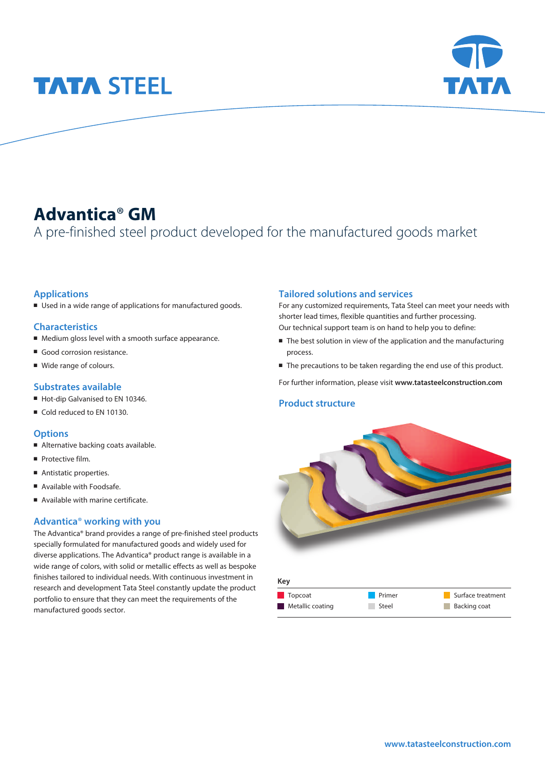TATA STEEL

# Advantica® GM

A pre-finished steel product developed for the manufactured goods market

## Applications

- Used in a wide range of applications for manufactured goods.

## Characteristics

- Medium gloss level with a smooth surface appearance.
- Good corrosion resistance.
- Wide range of colours.

## Substrates available

- Hot-dip Galvanised to EN 10346.
- Cold reduced to EN 10130.

## Options

- Alternative backing coats available.
- Protective film.
- Antistatic properties.
- Available with Foodsafe.
- Available with marine certificate.

## Advantica® working with you

The Advantica® brand provides a range of pre-finished steel products specially formulated for manufactured goods and widely used for diverse applications. The Advantica® product range is available in a wide range of colors, with solid or metallic effects as well as bespoke finishes tailored to individual needs. With continuous investment in research and development Tata Steel constantly update the product portfolio to ensure that they can meet the requirements of the manufactured goods sector.

## Tailored solutions and services

For any customized requirements, Tata Steel can meet your needs with shorter lead times, flexible quantities and further processing.

Our technical support team is on hand to help you to define:

- The best solution in view of the application and the manufacturing process.
- The precautions to be taken regarding the end use of this product.

For further information, please visit **www.tatasteelconstruction.com**

## Product structure

**Key**

| | | |
|---|---|---|
| Topcoat | Primer | Surface treatment |
| Metallic coating | Steel | Backing coat |

www.tatasteelconstruction.com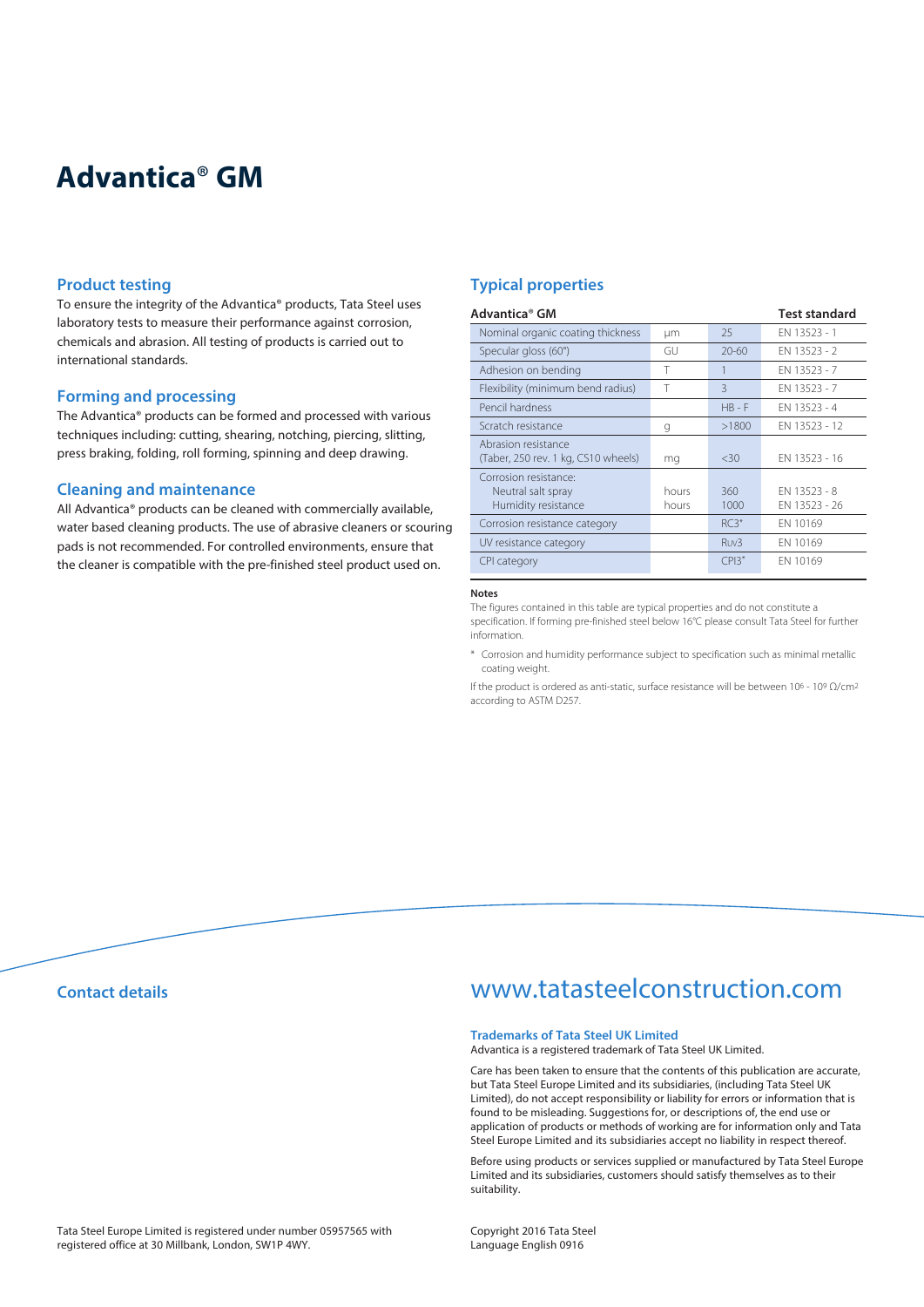# Advantica® GM

## Product testing

To ensure the integrity of the Advantica® products, Tata Steel uses laboratory tests to measure their performance against corrosion, chemicals and abrasion. All testing of products is carried out to international standards.

## Forming and processing

The Advantica® products can be formed and processed with various techniques including: cutting, shearing, notching, piercing, slitting, press braking, folding, roll forming, spinning and deep drawing.

## Cleaning and maintenance

All Advantica® products can be cleaned with commercially available, water based cleaning products. The use of abrasive cleaners or scouring pads is not recommended. For controlled environments, ensure that the cleaner is compatible with the pre-finished steel product used on.

## Typical properties

| Advantica® GM | | | Test standard |
|---|---|---|---|
| Nominal organic coating thickness | µm | 25 | EN 13523 - 1 |
| Specular gloss (60°) | GU | 20-60 | EN 13523 - 2 |
| Adhesion on bending | T | 1 | EN 13523 - 7 |
| Flexibility (minimum bend radius) | T | 3 | EN 13523 - 7 |
| Pencil hardness | | HB - F | EN 13523 - 4 |
| Scratch resistance | g | >1800 | EN 13523 - 12 |
| Abrasion resistance (Taber, 250 rev. 1 kg, CS10 wheels) | mg | <30 | EN 13523 - 16 |
| Corrosion resistance: | | | |
| Neutral salt spray | hours | 360 | EN 13523 - 8 |
| Humidity resistance | hours | 1000 | EN 13523 - 26 |
| Corrosion resistance category | | RC3* | EN 10169 |
| UV resistance category | | Ruv3 | EN 10169 |
| CPI category | | CPI3* | EN 10169 |

**Notes**

The figures contained in this table are typical properties and do not constitute a specification. If forming pre-finished steel below 16°C please consult Tata Steel for further information.

\* Corrosion and humidity performance subject to specification such as minimal metallic coating weight.

If the product is ordered as anti-static, surface resistance will be between $10^6$ - $10^9$ Ω/cm² according to ASTM D257.

## Contact details

www.tatasteelconstruction.com

**Trademarks of Tata Steel UK Limited**

Advantica is a registered trademark of Tata Steel UK Limited.

Care has been taken to ensure that the contents of this publication are accurate, but Tata Steel Europe Limited and its subsidiaries, (including Tata Steel UK Limited), do not accept responsibility or liability for errors or information that is found to be misleading. Suggestions for, or descriptions of, the end use or application of products or methods of working are for information only and Tata Steel Europe Limited and its subsidiaries accept no liability in respect thereof.

Before using products or services supplied or manufactured by Tata Steel Europe Limited and its subsidiaries, customers should satisfy themselves as to their suitability.

Tata Steel Europe Limited is registered under number 05957565 with registered office at 30 Millbank, London, SW1P 4WY.

Copyright 2016 Tata Steel
Language English 0916